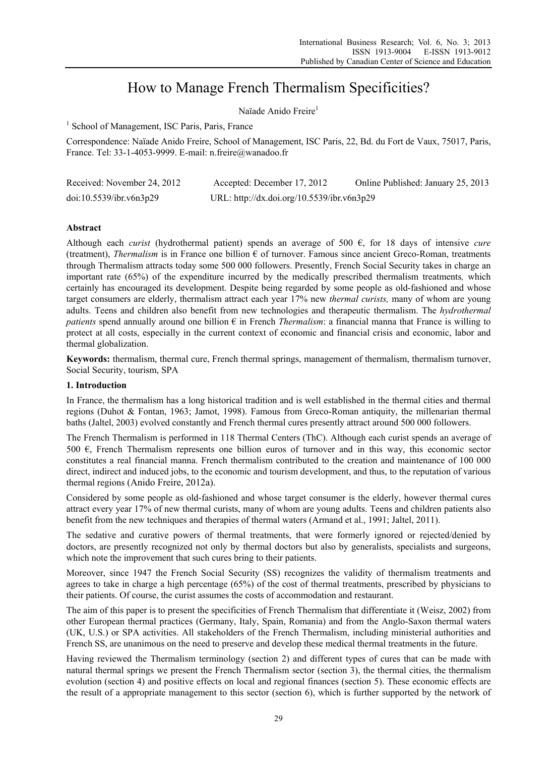# How to Manage French Thermalism Specificities?

Naïade Anido Freire[1]

[1] School of Management, ISC Paris, Paris, France

Correspondence: Naïade Anido Freire, School of Management, ISC Paris, 22, Bd. du Fort de Vaux, 75017, Paris, France. Tel: 33-1-4053-9999. E-mail: n.freire@wanadoo.fr

Received: November 24, 2012 Accepted: December 17, 2012 Online Published: January 25, 2013

doi:10.5539/ibr.v6n3p29 URL: http://dx.doi.org/10.5539/ibr.v6n3p29

## Abstract

Although each *curist* (hydrothermal patient) spends an average of 500 €, for 18 days of intensive *cure* (treatment), *Thermalism* is in France one billion € of turnover. Famous since ancient Greco-Roman, treatments through Thermalism attracts today some 500 000 followers. Presently, French Social Security takes in charge an important rate (65%) of the expenditure incurred by the medically prescribed thermalism treatments*,* which certainly has encouraged its development. Despite being regarded by some people as old-fashioned and whose target consumers are elderly, thermalism attract each year 17% new *thermal curists,* many of whom are young adults. Teens and children also benefit from new technologies and therapeutic thermalism. The *hydrothermal patients* spend annually around one billion € in French *Thermalism*: a financial manna that France is willing to protect at all costs, especially in the current context of economic and financial crisis and economic, labor and thermal globalization.

**Keywords:** thermalism, thermal cure, French thermal springs, management of thermalism, thermalism turnover, Social Security, tourism, SPA

## 1. Introduction

In France, the thermalism has a long historical tradition and is well established in the thermal cities and thermal regions (Duhot & Fontan, 1963; Jamot, 1998). Famous from Greco-Roman antiquity, the millenarian thermal baths (Jaltel, 2003) evolved constantly and French thermal cures presently attract around 500 000 followers.

The French Thermalism is performed in 118 Thermal Centers (ThC). Although each curist spends an average of 500 €, French Thermalism represents one billion euros of turnover and in this way, this economic sector constitutes a real financial manna. French thermalism contributed to the creation and maintenance of 100 000 direct, indirect and induced jobs, to the economic and tourism development, and thus, to the reputation of various thermal regions (Anido Freire, 2012a).

Considered by some people as old-fashioned and whose target consumer is the elderly, however thermal cures attract every year 17% of new thermal curists, many of whom are young adults. Teens and children patients also benefit from the new techniques and therapies of thermal waters (Armand et al., 1991; Jaltel, 2011).

The sedative and curative powers of thermal treatments, that were formerly ignored or rejected/denied by doctors, are presently recognized not only by thermal doctors but also by generalists, specialists and surgeons, which note the improvement that such cures bring to their patients.

Moreover, since 1947 the French Social Security (SS) recognizes the validity of thermalism treatments and agrees to take in charge a high percentage (65%) of the cost of thermal treatments, prescribed by physicians to their patients. Of course, the curist assumes the costs of accommodation and restaurant.

The aim of this paper is to present the specificities of French Thermalism that differentiate it (Weisz, 2002) from other European thermal practices (Germany, Italy, Spain, Romania) and from the Anglo-Saxon thermal waters (UK, U.S.) or SPA activities. All stakeholders of the French Thermalism, including ministerial authorities and French SS, are unanimous on the need to preserve and develop these medical thermal treatments in the future.

Having reviewed the Thermalism terminology (section 2) and different types of cures that can be made with natural thermal springs we present the French Thermalism sector (section 3), the thermal cities, the thermalism evolution (section 4) and positive effects on local and regional finances (section 5). These economic effects are the result of a appropriate management to this sector (section 6), which is further supported by the network of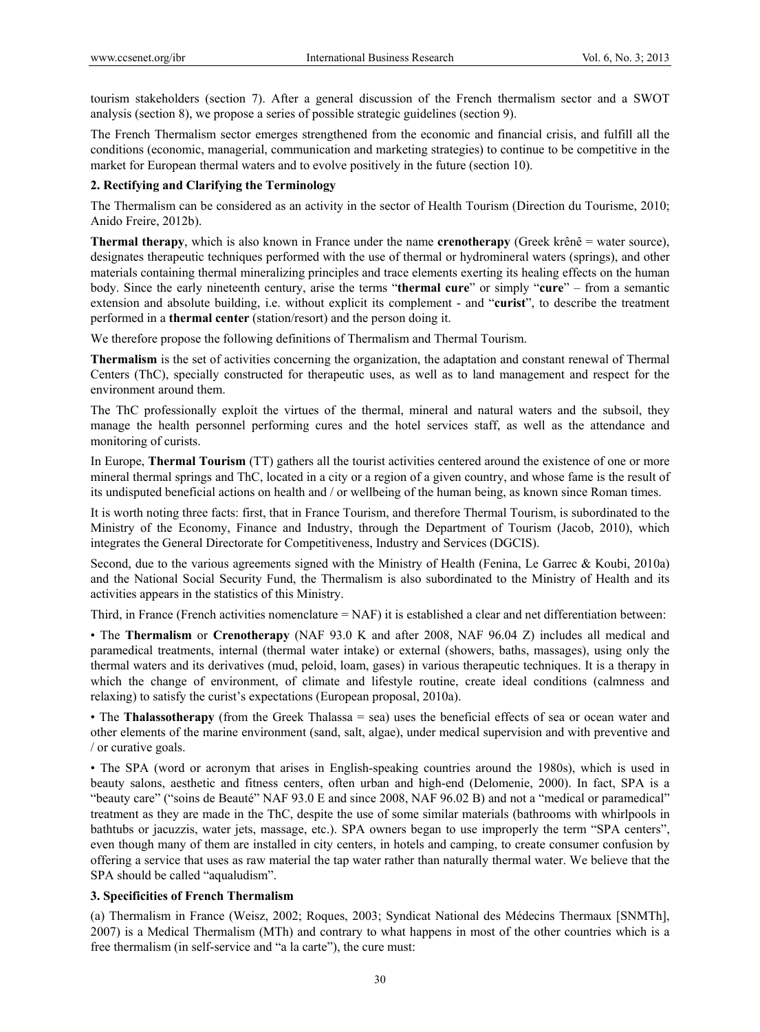tourism stakeholders (section 7). After a general discussion of the French thermalism sector and a SWOT analysis (section 8), we propose a series of possible strategic guidelines (section 9).

The French Thermalism sector emerges strengthened from the economic and financial crisis, and fulfill all the conditions (economic, managerial, communication and marketing strategies) to continue to be competitive in the market for European thermal waters and to evolve positively in the future (section 10).

## 2. Rectifying and Clarifying the Terminology

The Thermalism can be considered as an activity in the sector of Health Tourism (Direction du Tourisme, 2010; Anido Freire, 2012b).

**Thermal therapy**, which is also known in France under the name **crenotherapy** (Greek krênê = water source), designates therapeutic techniques performed with the use of thermal or hydromineral waters (springs), and other materials containing thermal mineralizing principles and trace elements exerting its healing effects on the human body. Since the early nineteenth century, arise the terms "**thermal cure**" or simply "**cure**" – from a semantic extension and absolute building, i.e. without explicit its complement - and "**curist**", to describe the treatment performed in a **thermal center** (station/resort) and the person doing it.

We therefore propose the following definitions of Thermalism and Thermal Tourism.

**Thermalism** is the set of activities concerning the organization, the adaptation and constant renewal of Thermal Centers (ThC), specially constructed for therapeutic uses, as well as to land management and respect for the environment around them.

The ThC professionally exploit the virtues of the thermal, mineral and natural waters and the subsoil, they manage the health personnel performing cures and the hotel services staff, as well as the attendance and monitoring of curists.

In Europe, **Thermal Tourism** (TT) gathers all the tourist activities centered around the existence of one or more mineral thermal springs and ThC, located in a city or a region of a given country, and whose fame is the result of its undisputed beneficial actions on health and / or wellbeing of the human being, as known since Roman times.

It is worth noting three facts: first, that in France Tourism, and therefore Thermal Tourism, is subordinated to the Ministry of the Economy, Finance and Industry, through the Department of Tourism (Jacob, 2010), which integrates the General Directorate for Competitiveness, Industry and Services (DGCIS).

Second, due to the various agreements signed with the Ministry of Health (Fenina, Le Garrec & Koubi, 2010a) and the National Social Security Fund, the Thermalism is also subordinated to the Ministry of Health and its activities appears in the statistics of this Ministry.

Third, in France (French activities nomenclature = NAF) it is established a clear and net differentiation between:

• The **Thermalism** or **Crenotherapy** (NAF 93.0 K and after 2008, NAF 96.04 Z) includes all medical and paramedical treatments, internal (thermal water intake) or external (showers, baths, massages), using only the thermal waters and its derivatives (mud, peloid, loam, gases) in various therapeutic techniques. It is a therapy in which the change of environment, of climate and lifestyle routine, create ideal conditions (calmness and relaxing) to satisfy the curist's expectations (European proposal, 2010a).

• The **Thalassotherapy** (from the Greek Thalassa = sea) uses the beneficial effects of sea or ocean water and other elements of the marine environment (sand, salt, algae), under medical supervision and with preventive and / or curative goals.

• The SPA (word or acronym that arises in English-speaking countries around the 1980s), which is used in beauty salons, aesthetic and fitness centers, often urban and high-end (Delomenie, 2000). In fact, SPA is a "beauty care" ("soins de Beauté" NAF 93.0 E and since 2008, NAF 96.02 B) and not a "medical or paramedical" treatment as they are made in the ThC, despite the use of some similar materials (bathrooms with whirlpools in bathtubs or jacuzzis, water jets, massage, etc.). SPA owners began to use improperly the term "SPA centers", even though many of them are installed in city centers, in hotels and camping, to create consumer confusion by offering a service that uses as raw material the tap water rather than naturally thermal water. We believe that the SPA should be called "aqualudism".

## 3. Specificities of French Thermalism

(a) Thermalism in France (Weisz, 2002; Roques, 2003; Syndicat National des Médecins Thermaux [SNMTh], 2007) is a Medical Thermalism (MTh) and contrary to what happens in most of the other countries which is a free thermalism (in self-service and "a la carte"), the cure must: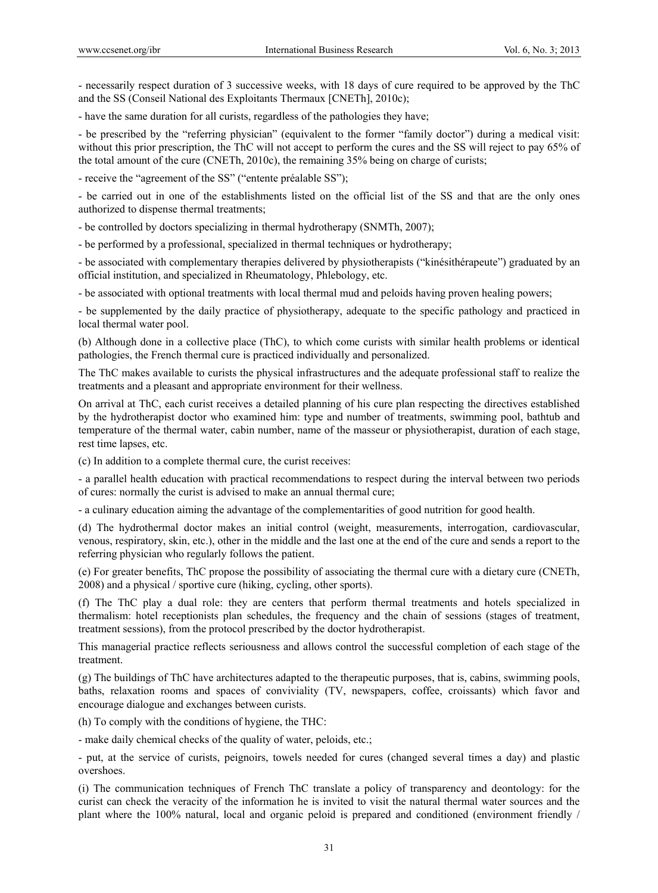- necessarily respect duration of 3 successive weeks, with 18 days of cure required to be approved by the ThC and the SS (Conseil National des Exploitants Thermaux [CNETh], 2010c);

- have the same duration for all curists, regardless of the pathologies they have;

- be prescribed by the "referring physician" (equivalent to the former "family doctor") during a medical visit: without this prior prescription, the ThC will not accept to perform the cures and the SS will reject to pay 65% of the total amount of the cure (CNETh, 2010c), the remaining 35% being on charge of curists;

- receive the "agreement of the SS" ("entente préalable SS");

- be carried out in one of the establishments listed on the official list of the SS and that are the only ones authorized to dispense thermal treatments;

- be controlled by doctors specializing in thermal hydrotherapy (SNMTh, 2007);

- be performed by a professional, specialized in thermal techniques or hydrotherapy;

- be associated with complementary therapies delivered by physiotherapists ("kinésithérapeute") graduated by an official institution, and specialized in Rheumatology, Phlebology, etc.

- be associated with optional treatments with local thermal mud and peloids having proven healing powers;

- be supplemented by the daily practice of physiotherapy, adequate to the specific pathology and practiced in local thermal water pool.

(b) Although done in a collective place (ThC), to which come curists with similar health problems or identical pathologies, the French thermal cure is practiced individually and personalized.

The ThC makes available to curists the physical infrastructures and the adequate professional staff to realize the treatments and a pleasant and appropriate environment for their wellness.

On arrival at ThC, each curist receives a detailed planning of his cure plan respecting the directives established by the hydrotherapist doctor who examined him: type and number of treatments, swimming pool, bathtub and temperature of the thermal water, cabin number, name of the masseur or physiotherapist, duration of each stage, rest time lapses, etc.

(c) In addition to a complete thermal cure, the curist receives:

- a parallel health education with practical recommendations to respect during the interval between two periods of cures: normally the curist is advised to make an annual thermal cure;

- a culinary education aiming the advantage of the complementarities of good nutrition for good health.

(d) The hydrothermal doctor makes an initial control (weight, measurements, interrogation, cardiovascular, venous, respiratory, skin, etc.), other in the middle and the last one at the end of the cure and sends a report to the referring physician who regularly follows the patient.

(e) For greater benefits, ThC propose the possibility of associating the thermal cure with a dietary cure (CNETh, 2008) and a physical / sportive cure (hiking, cycling, other sports).

(f) The ThC play a dual role: they are centers that perform thermal treatments and hotels specialized in thermalism: hotel receptionists plan schedules, the frequency and the chain of sessions (stages of treatment, treatment sessions), from the protocol prescribed by the doctor hydrotherapist.

This managerial practice reflects seriousness and allows control the successful completion of each stage of the treatment.

(g) The buildings of ThC have architectures adapted to the therapeutic purposes, that is, cabins, swimming pools, baths, relaxation rooms and spaces of conviviality (TV, newspapers, coffee, croissants) which favor and encourage dialogue and exchanges between curists.

(h) To comply with the conditions of hygiene, the THC:

- make daily chemical checks of the quality of water, peloids, etc.;

- put, at the service of curists, peignoirs, towels needed for cures (changed several times a day) and plastic overshoes.

(i) The communication techniques of French ThC translate a policy of transparency and deontology: for the curist can check the veracity of the information he is invited to visit the natural thermal water sources and the plant where the 100% natural, local and organic peloid is prepared and conditioned (environment friendly /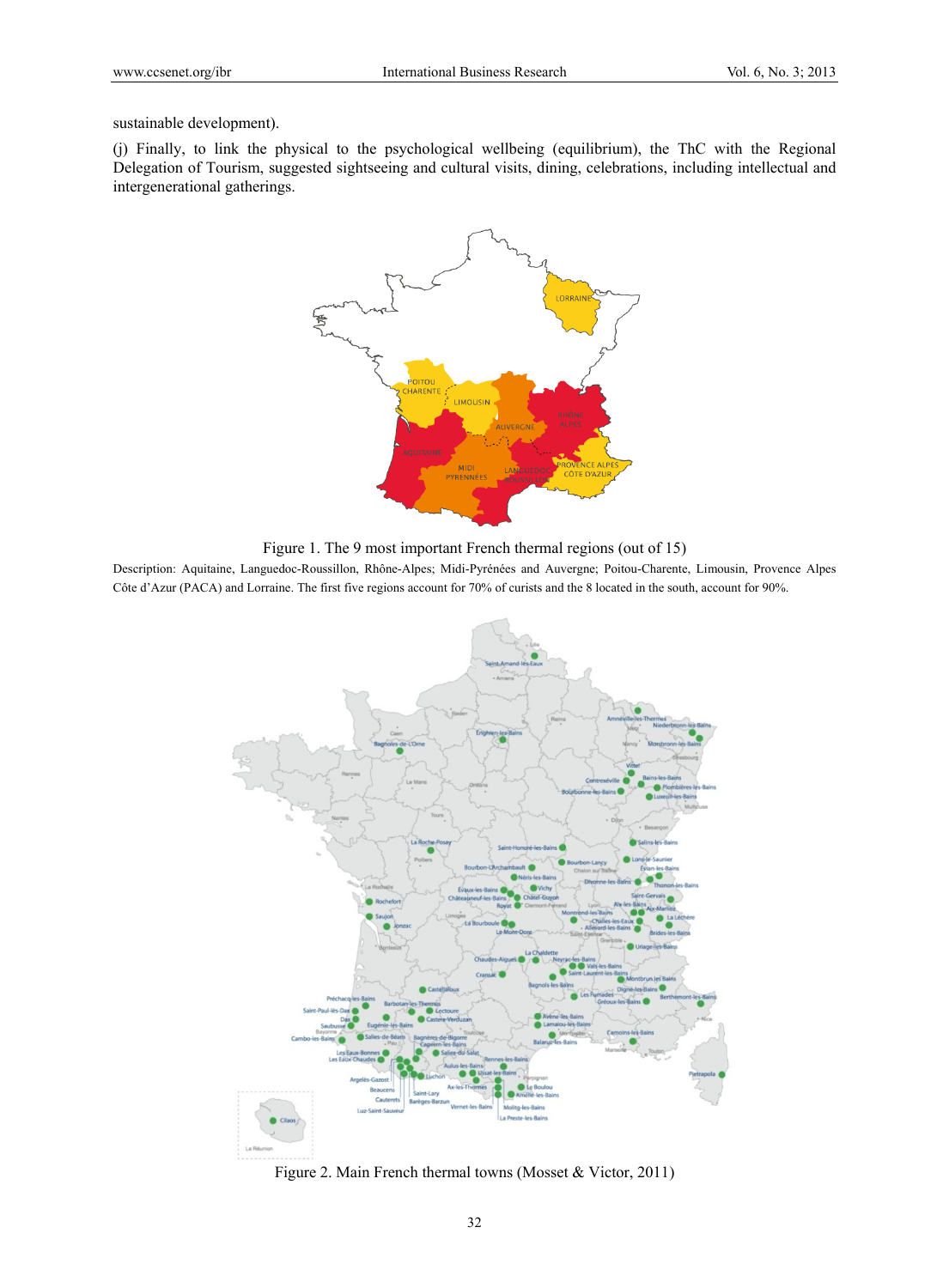sustainable development).

(j) Finally, to link the physical to the psychological wellbeing (equilibrium), the ThC with the Regional Delegation of Tourism, suggested sightseeing and cultural visits, dining, celebrations, including intellectual and intergenerational gatherings.

Figure 1. The 9 most important French thermal regions (out of 15)

Description: Aquitaine, Languedoc-Roussillon, Rhône-Alpes; Midi-Pyrénées and Auvergne; Poitou-Charente, Limousin, Provence Alpes Côte d'Azur (PACA) and Lorraine. The first five regions account for 70% of curists and the 8 located in the south, account for 90%.

Figure 2. Main French thermal towns (Mosset & Victor, 2011)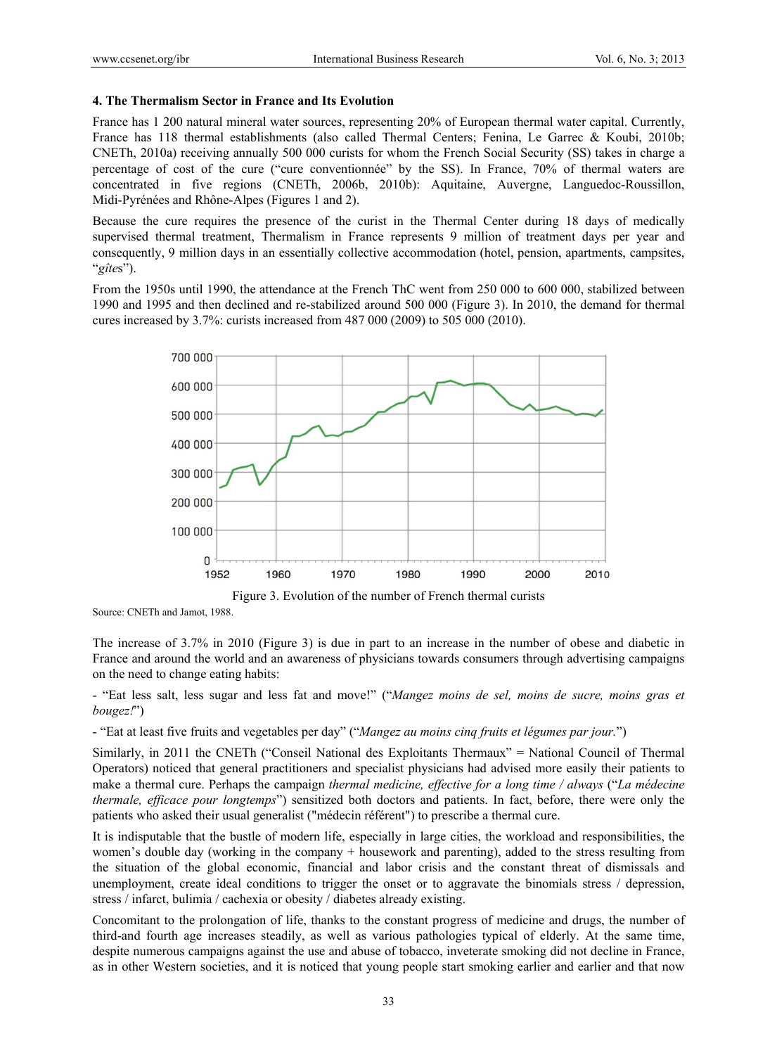### 4. The Thermalism Sector in France and Its Evolution

France has 1 200 natural mineral water sources, representing 20% of European thermal water capital. Currently, France has 118 thermal establishments (also called Thermal Centers; Fenina, Le Garrec & Koubi, 2010b; CNETh, 2010a) receiving annually 500 000 curists for whom the French Social Security (SS) takes in charge a percentage of cost of the cure ("cure conventionnée" by the SS). In France, 70% of thermal waters are concentrated in five regions (CNETh, 2006b, 2010b): Aquitaine, Auvergne, Languedoc-Roussillon, Midi-Pyrénées and Rhône-Alpes (Figures 1 and 2).

Because the cure requires the presence of the curist in the Thermal Center during 18 days of medically supervised thermal treatment, Thermalism in France represents 9 million of treatment days per year and consequently, 9 million days in an essentially collective accommodation (hotel, pension, apartments, campsites, "*gîtes*").

From the 1950s until 1990, the attendance at the French ThC went from 250 000 to 600 000, stabilized between 1990 and 1995 and then declined and re-stabilized around 500 000 (Figure 3). In 2010, the demand for thermal cures increased by 3.7%: curists increased from 487 000 (2009) to 505 000 (2010).

Figure 3. Evolution of the number of French thermal curists

Source: CNETh and Jamot, 1988.

The increase of 3.7% in 2010 (Figure 3) is due in part to an increase in the number of obese and diabetic in France and around the world and an awareness of physicians towards consumers through advertising campaigns on the need to change eating habits:

- "Eat less salt, less sugar and less fat and move!" ("*Mangez moins de sel, moins de sucre, moins gras et bougez!*")

- "Eat at least five fruits and vegetables per day" ("*Mangez au moins cinq fruits et légumes par jour.*")

Similarly, in 2011 the CNETh ("Conseil National des Exploitants Thermaux" = National Council of Thermal Operators) noticed that general practitioners and specialist physicians had advised more easily their patients to make a thermal cure. Perhaps the campaign *thermal medicine, effective for a long time / always* ("*La médecine thermale, efficace pour longtemps*") sensitized both doctors and patients. In fact, before, there were only the patients who asked their usual generalist ("médecin référent") to prescribe a thermal cure.

It is indisputable that the bustle of modern life, especially in large cities, the workload and responsibilities, the women's double day (working in the company + housework and parenting), added to the stress resulting from the situation of the global economic, financial and labor crisis and the constant threat of dismissals and unemployment, create ideal conditions to trigger the onset or to aggravate the binomials stress / depression, stress / infarct, bulimia / cachexia or obesity / diabetes already existing.

Concomitant to the prolongation of life, thanks to the constant progress of medicine and drugs, the number of third-and fourth age increases steadily, as well as various pathologies typical of elderly. At the same time, despite numerous campaigns against the use and abuse of tobacco, inveterate smoking did not decline in France, as in other Western societies, and it is noticed that young people start smoking earlier and earlier and that now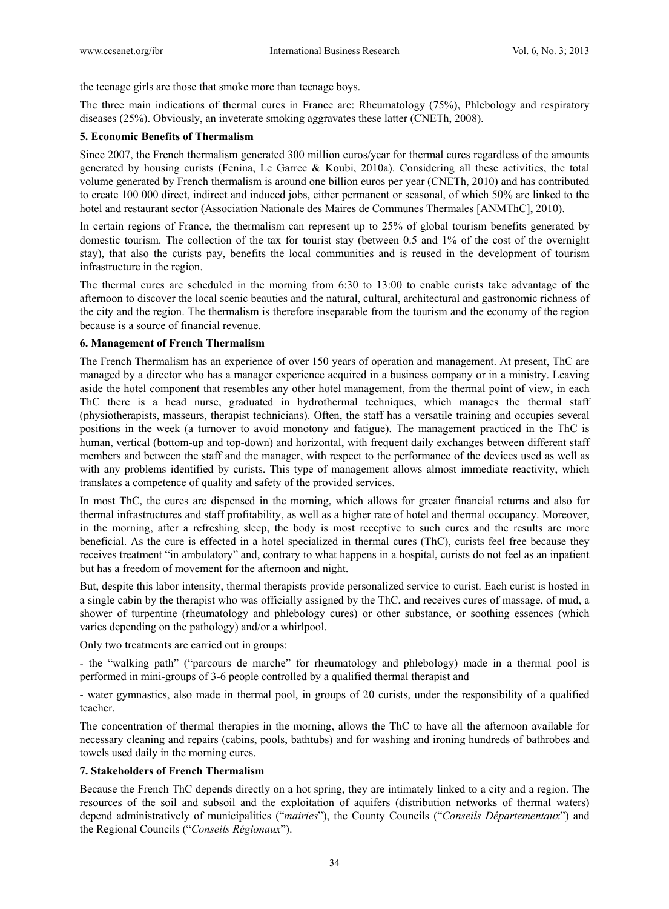the teenage girls are those that smoke more than teenage boys.

The three main indications of thermal cures in France are: Rheumatology (75%), Phlebology and respiratory diseases (25%). Obviously, an inveterate smoking aggravates these latter (CNETh, 2008).

## 5. Economic Benefits of Thermalism

Since 2007, the French thermalism generated 300 million euros/year for thermal cures regardless of the amounts generated by housing curists (Fenina, Le Garrec & Koubi, 2010a). Considering all these activities, the total volume generated by French thermalism is around one billion euros per year (CNETh, 2010) and has contributed to create 100 000 direct, indirect and induced jobs, either permanent or seasonal, of which 50% are linked to the hotel and restaurant sector (Association Nationale des Maires de Communes Thermales [ANMThC], 2010).

In certain regions of France, the thermalism can represent up to 25% of global tourism benefits generated by domestic tourism. The collection of the tax for tourist stay (between 0.5 and 1% of the cost of the overnight stay), that also the curists pay, benefits the local communities and is reused in the development of tourism infrastructure in the region.

The thermal cures are scheduled in the morning from 6:30 to 13:00 to enable curists take advantage of the afternoon to discover the local scenic beauties and the natural, cultural, architectural and gastronomic richness of the city and the region. The thermalism is therefore inseparable from the tourism and the economy of the region because is a source of financial revenue.

## 6. Management of French Thermalism

The French Thermalism has an experience of over 150 years of operation and management. At present, ThC are managed by a director who has a manager experience acquired in a business company or in a ministry. Leaving aside the hotel component that resembles any other hotel management, from the thermal point of view, in each ThC there is a head nurse, graduated in hydrothermal techniques, which manages the thermal staff (physiotherapists, masseurs, therapist technicians). Often, the staff has a versatile training and occupies several positions in the week (a turnover to avoid monotony and fatigue). The management practiced in the ThC is human, vertical (bottom-up and top-down) and horizontal, with frequent daily exchanges between different staff members and between the staff and the manager, with respect to the performance of the devices used as well as with any problems identified by curists. This type of management allows almost immediate reactivity, which translates a competence of quality and safety of the provided services.

In most ThC, the cures are dispensed in the morning, which allows for greater financial returns and also for thermal infrastructures and staff profitability, as well as a higher rate of hotel and thermal occupancy. Moreover, in the morning, after a refreshing sleep, the body is most receptive to such cures and the results are more beneficial. As the cure is effected in a hotel specialized in thermal cures (ThC), curists feel free because they receives treatment "in ambulatory" and, contrary to what happens in a hospital, curists do not feel as an inpatient but has a freedom of movement for the afternoon and night.

But, despite this labor intensity, thermal therapists provide personalized service to curist. Each curist is hosted in a single cabin by the therapist who was officially assigned by the ThC, and receives cures of massage, of mud, a shower of turpentine (rheumatology and phlebology cures) or other substance, or soothing essences (which varies depending on the pathology) and/or a whirlpool.

Only two treatments are carried out in groups:

- the "walking path" ("parcours de marche" for rheumatology and phlebology) made in a thermal pool is performed in mini-groups of 3-6 people controlled by a qualified thermal therapist and

- water gymnastics, also made in thermal pool, in groups of 20 curists, under the responsibility of a qualified teacher.

The concentration of thermal therapies in the morning, allows the ThC to have all the afternoon available for necessary cleaning and repairs (cabins, pools, bathtubs) and for washing and ironing hundreds of bathrobes and towels used daily in the morning cures.

## 7. Stakeholders of French Thermalism

Because the French ThC depends directly on a hot spring, they are intimately linked to a city and a region. The resources of the soil and subsoil and the exploitation of aquifers (distribution networks of thermal waters) depend administratively of municipalities ("*mairies*"), the County Councils ("*Conseils Départementaux*") and the Regional Councils ("*Conseils Régionaux*").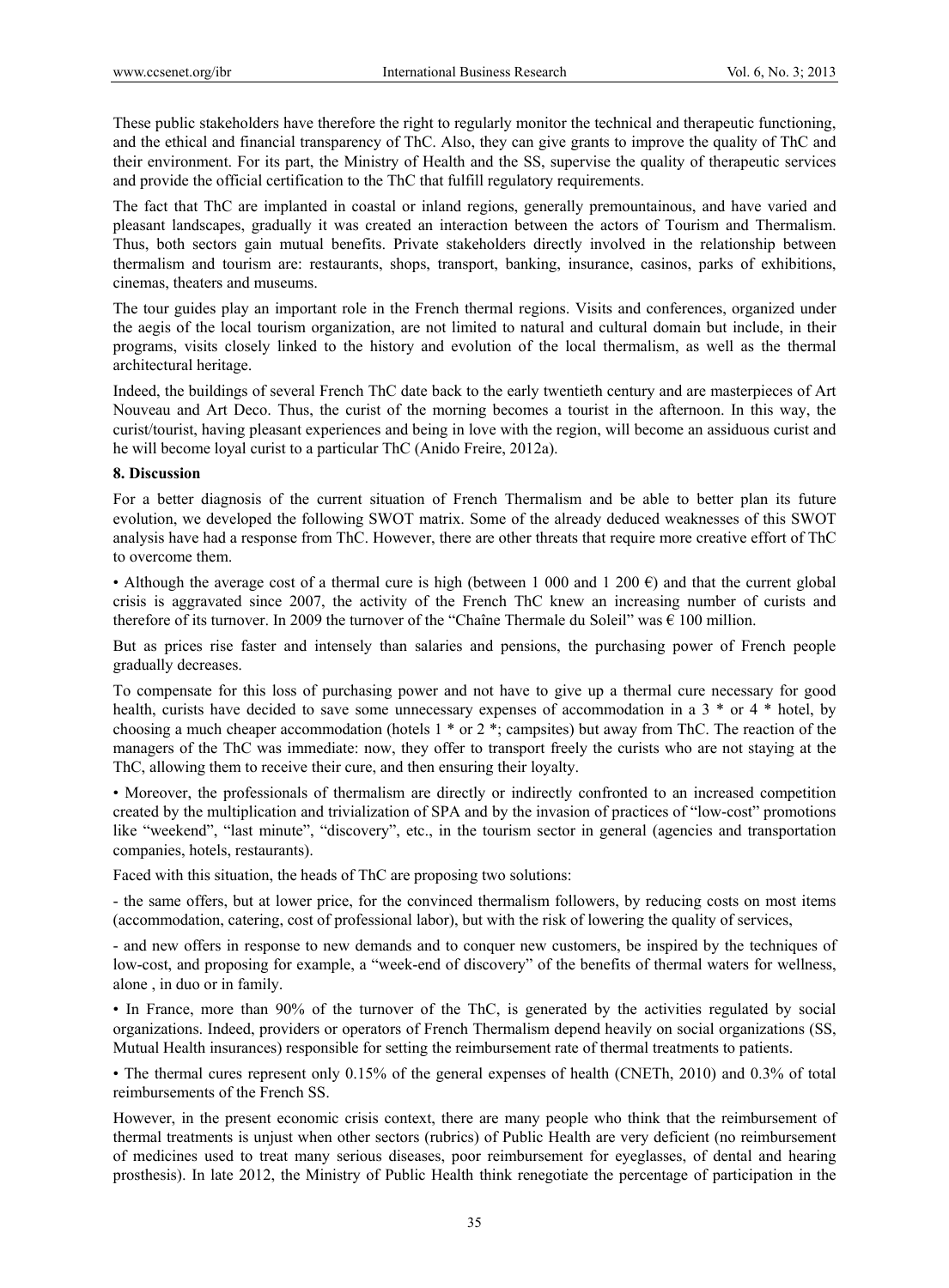These public stakeholders have therefore the right to regularly monitor the technical and therapeutic functioning, and the ethical and financial transparency of ThC. Also, they can give grants to improve the quality of ThC and their environment. For its part, the Ministry of Health and the SS, supervise the quality of therapeutic services and provide the official certification to the ThC that fulfill regulatory requirements.

The fact that ThC are implanted in coastal or inland regions, generally premountainous, and have varied and pleasant landscapes, gradually it was created an interaction between the actors of Tourism and Thermalism. Thus, both sectors gain mutual benefits. Private stakeholders directly involved in the relationship between thermalism and tourism are: restaurants, shops, transport, banking, insurance, casinos, parks of exhibitions, cinemas, theaters and museums.

The tour guides play an important role in the French thermal regions. Visits and conferences, organized under the aegis of the local tourism organization, are not limited to natural and cultural domain but include, in their programs, visits closely linked to the history and evolution of the local thermalism, as well as the thermal architectural heritage.

Indeed, the buildings of several French ThC date back to the early twentieth century and are masterpieces of Art Nouveau and Art Deco. Thus, the curist of the morning becomes a tourist in the afternoon. In this way, the curist/tourist, having pleasant experiences and being in love with the region, will become an assiduous curist and he will become loyal curist to a particular ThC (Anido Freire, 2012a).

## 8. Discussion

For a better diagnosis of the current situation of French Thermalism and be able to better plan its future evolution, we developed the following SWOT matrix. Some of the already deduced weaknesses of this SWOT analysis have had a response from ThC. However, there are other threats that require more creative effort of ThC to overcome them.

- Although the average cost of a thermal cure is high (between 1 000 and 1 200 €) and that the current global crisis is aggravated since 2007, the activity of the French ThC knew an increasing number of curists and therefore of its turnover. In 2009 the turnover of the "Chaîne Thermale du Soleil" was € 100 million.

But as prices rise faster and intensely than salaries and pensions, the purchasing power of French people gradually decreases.

To compensate for this loss of purchasing power and not have to give up a thermal cure necessary for good health, curists have decided to save some unnecessary expenses of accommodation in a 3 * or 4 * hotel, by choosing a much cheaper accommodation (hotels 1 * or 2 *; campsites) but away from ThC. The reaction of the managers of the ThC was immediate: now, they offer to transport freely the curists who are not staying at the ThC, allowing them to receive their cure, and then ensuring their loyalty.

- Moreover, the professionals of thermalism are directly or indirectly confronted to an increased competition created by the multiplication and trivialization of SPA and by the invasion of practices of "low-cost" promotions like "weekend", "last minute", "discovery", etc., in the tourism sector in general (agencies and transportation companies, hotels, restaurants).

Faced with this situation, the heads of ThC are proposing two solutions:

- the same offers, but at lower price, for the convinced thermalism followers, by reducing costs on most items (accommodation, catering, cost of professional labor), but with the risk of lowering the quality of services,

- and new offers in response to new demands and to conquer new customers, be inspired by the techniques of low-cost, and proposing for example, a "week-end of discovery" of the benefits of thermal waters for wellness, alone , in duo or in family.

- In France, more than 90% of the turnover of the ThC, is generated by the activities regulated by social organizations. Indeed, providers or operators of French Thermalism depend heavily on social organizations (SS, Mutual Health insurances) responsible for setting the reimbursement rate of thermal treatments to patients.

- The thermal cures represent only 0.15% of the general expenses of health (CNETh, 2010) and 0.3% of total reimbursements of the French SS.

However, in the present economic crisis context, there are many people who think that the reimbursement of thermal treatments is unjust when other sectors (rubrics) of Public Health are very deficient (no reimbursement of medicines used to treat many serious diseases, poor reimbursement for eyeglasses, of dental and hearing prosthesis). In late 2012, the Ministry of Public Health think renegotiate the percentage of participation in the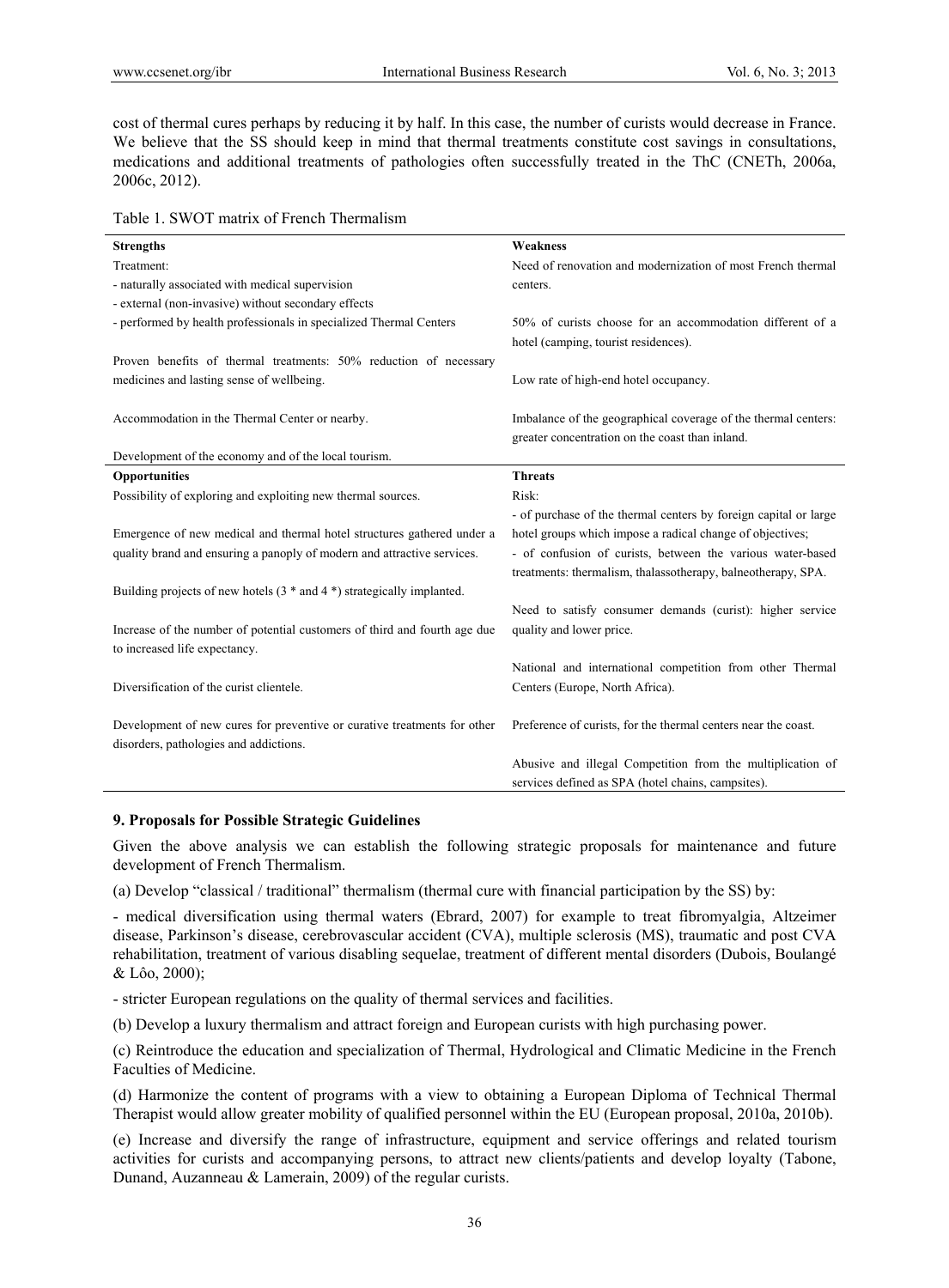cost of thermal cures perhaps by reducing it by half. In this case, the number of curists would decrease in France. We believe that the SS should keep in mind that thermal treatments constitute cost savings in consultations, medications and additional treatments of pathologies often successfully treated in the ThC (CNETh, 2006a, 2006c, 2012).

Table 1. SWOT matrix of French Thermalism

| **Strengths** | **Weakness** |
|---|---|
| Treatment:<br>- naturally associated with medical supervision<br>- external (non-invasive) without secondary effects<br>- performed by health professionals in specialized Thermal Centers<br><br>Proven benefits of thermal treatments: 50% reduction of necessary medicines and lasting sense of wellbeing.<br><br>Accommodation in the Thermal Center or nearby.<br><br>Development of the economy and of the local tourism. | Need of renovation and modernization of most French thermal centers.<br><br>50% of curists choose for an accommodation different of a hotel (camping, tourist residences).<br><br>Low rate of high-end hotel occupancy.<br><br>Imbalance of the geographical coverage of the thermal centers: greater concentration on the coast than inland. |
| **Opportunities** | **Threats** |
| Possibility of exploring and exploiting new thermal sources.<br><br>Emergence of new medical and thermal hotel structures gathered under a quality brand and ensuring a panoply of modern and attractive services.<br><br>Building projects of new hotels (3 * and 4 *) strategically implanted.<br><br>Increase of the number of potential customers of third and fourth age due to increased life expectancy.<br><br>Diversification of the curist clientele.<br><br>Development of new cures for preventive or curative treatments for other disorders, pathologies and addictions. | Risk:<br>- of purchase of the thermal centers by foreign capital or large hotel groups which impose a radical change of objectives;<br>- of confusion of curists, between the various water-based treatments: thermalism, thalassotherapy, balneotherapy, SPA.<br><br>Need to satisfy consumer demands (curist): higher service quality and lower price.<br><br>National and international competition from other Thermal Centers (Europe, North Africa).<br><br>Preference of curists, for the thermal centers near the coast.<br><br>Abusive and illegal Competition from the multiplication of services defined as SPA (hotel chains, campsites). |

### 9. Proposals for Possible Strategic Guidelines

Given the above analysis we can establish the following strategic proposals for maintenance and future development of French Thermalism.

(a) Develop "classical / traditional" thermalism (thermal cure with financial participation by the SS) by:

- medical diversification using thermal waters (Ebrard, 2007) for example to treat fibromyalgia, Altzeimer disease, Parkinson's disease, cerebrovascular accident (CVA), multiple sclerosis (MS), traumatic and post CVA rehabilitation, treatment of various disabling sequelae, treatment of different mental disorders (Dubois, Boulangé & Lôo, 2000);

- stricter European regulations on the quality of thermal services and facilities.

(b) Develop a luxury thermalism and attract foreign and European curists with high purchasing power.

(c) Reintroduce the education and specialization of Thermal, Hydrological and Climatic Medicine in the French Faculties of Medicine.

(d) Harmonize the content of programs with a view to obtaining a European Diploma of Technical Thermal Therapist would allow greater mobility of qualified personnel within the EU (European proposal, 2010a, 2010b).

(e) Increase and diversify the range of infrastructure, equipment and service offerings and related tourism activities for curists and accompanying persons, to attract new clients/patients and develop loyalty (Tabone, Dunand, Auzanneau & Lamerain, 2009) of the regular curists.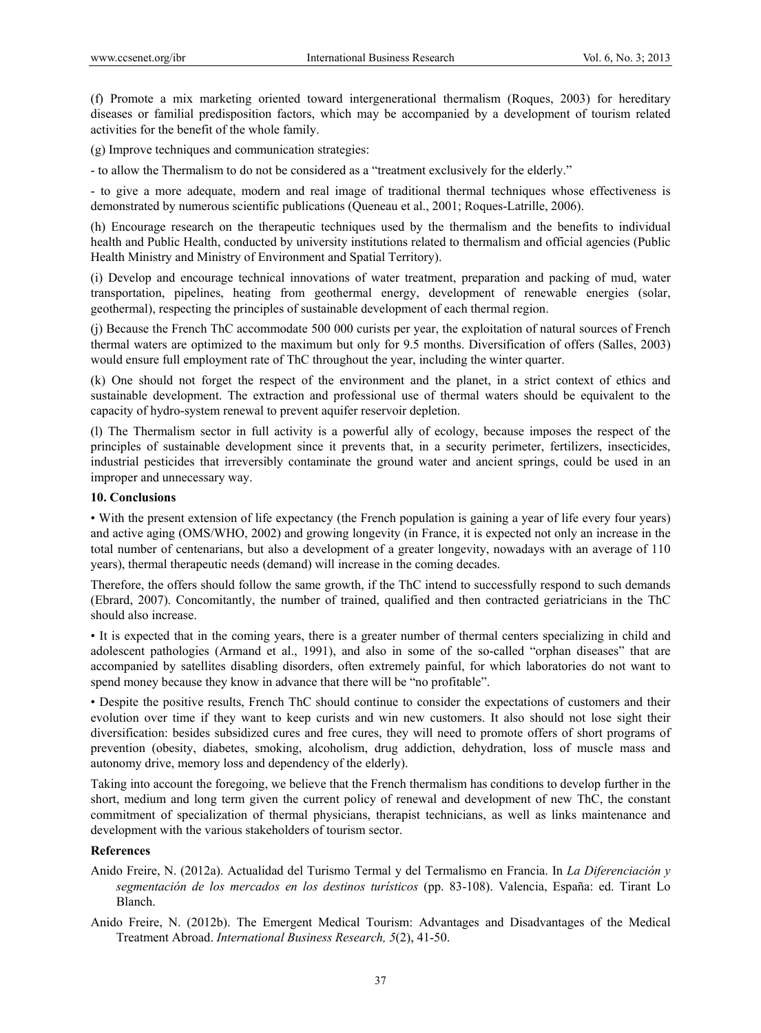(f) Promote a mix marketing oriented toward intergenerational thermalism (Roques, 2003) for hereditary diseases or familial predisposition factors, which may be accompanied by a development of tourism related activities for the benefit of the whole family.

(g) Improve techniques and communication strategies:

- to allow the Thermalism to do not be considered as a "treatment exclusively for the elderly."

- to give a more adequate, modern and real image of traditional thermal techniques whose effectiveness is demonstrated by numerous scientific publications (Queneau et al., 2001; Roques-Latrille, 2006).

(h) Encourage research on the therapeutic techniques used by the thermalism and the benefits to individual health and Public Health, conducted by university institutions related to thermalism and official agencies (Public Health Ministry and Ministry of Environment and Spatial Territory).

(i) Develop and encourage technical innovations of water treatment, preparation and packing of mud, water transportation, pipelines, heating from geothermal energy, development of renewable energies (solar, geothermal), respecting the principles of sustainable development of each thermal region.

(j) Because the French ThC accommodate 500 000 curists per year, the exploitation of natural sources of French thermal waters are optimized to the maximum but only for 9.5 months. Diversification of offers (Salles, 2003) would ensure full employment rate of ThC throughout the year, including the winter quarter.

(k) One should not forget the respect of the environment and the planet, in a strict context of ethics and sustainable development. The extraction and professional use of thermal waters should be equivalent to the capacity of hydro-system renewal to prevent aquifer reservoir depletion.

(l) The Thermalism sector in full activity is a powerful ally of ecology, because imposes the respect of the principles of sustainable development since it prevents that, in a security perimeter, fertilizers, insecticides, industrial pesticides that irreversibly contaminate the ground water and ancient springs, could be used in an improper and unnecessary way.

## 10. Conclusions

• With the present extension of life expectancy (the French population is gaining a year of life every four years) and active aging (OMS/WHO, 2002) and growing longevity (in France, it is expected not only an increase in the total number of centenarians, but also a development of a greater longevity, nowadays with an average of 110 years), thermal therapeutic needs (demand) will increase in the coming decades.

Therefore, the offers should follow the same growth, if the ThC intend to successfully respond to such demands (Ebrard, 2007). Concomitantly, the number of trained, qualified and then contracted geriatricians in the ThC should also increase.

• It is expected that in the coming years, there is a greater number of thermal centers specializing in child and adolescent pathologies (Armand et al., 1991), and also in some of the so-called "orphan diseases" that are accompanied by satellites disabling disorders, often extremely painful, for which laboratories do not want to spend money because they know in advance that there will be "no profitable".

• Despite the positive results, French ThC should continue to consider the expectations of customers and their evolution over time if they want to keep curists and win new customers. It also should not lose sight their diversification: besides subsidized cures and free cures, they will need to promote offers of short programs of prevention (obesity, diabetes, smoking, alcoholism, drug addiction, dehydration, loss of muscle mass and autonomy drive, memory loss and dependency of the elderly).

Taking into account the foregoing, we believe that the French thermalism has conditions to develop further in the short, medium and long term given the current policy of renewal and development of new ThC, the constant commitment of specialization of thermal physicians, therapist technicians, as well as links maintenance and development with the various stakeholders of tourism sector.

## References

Anido Freire, N. (2012a). Actualidad del Turismo Termal y del Termalismo en Francia. In *La Diferenciación y segmentación de los mercados en los destinos turísticos* (pp. 83-108). Valencia, España: ed. Tirant Lo Blanch.

Anido Freire, N. (2012b). The Emergent Medical Tourism: Advantages and Disadvantages of the Medical Treatment Abroad. *International Business Research, 5*(2), 41-50.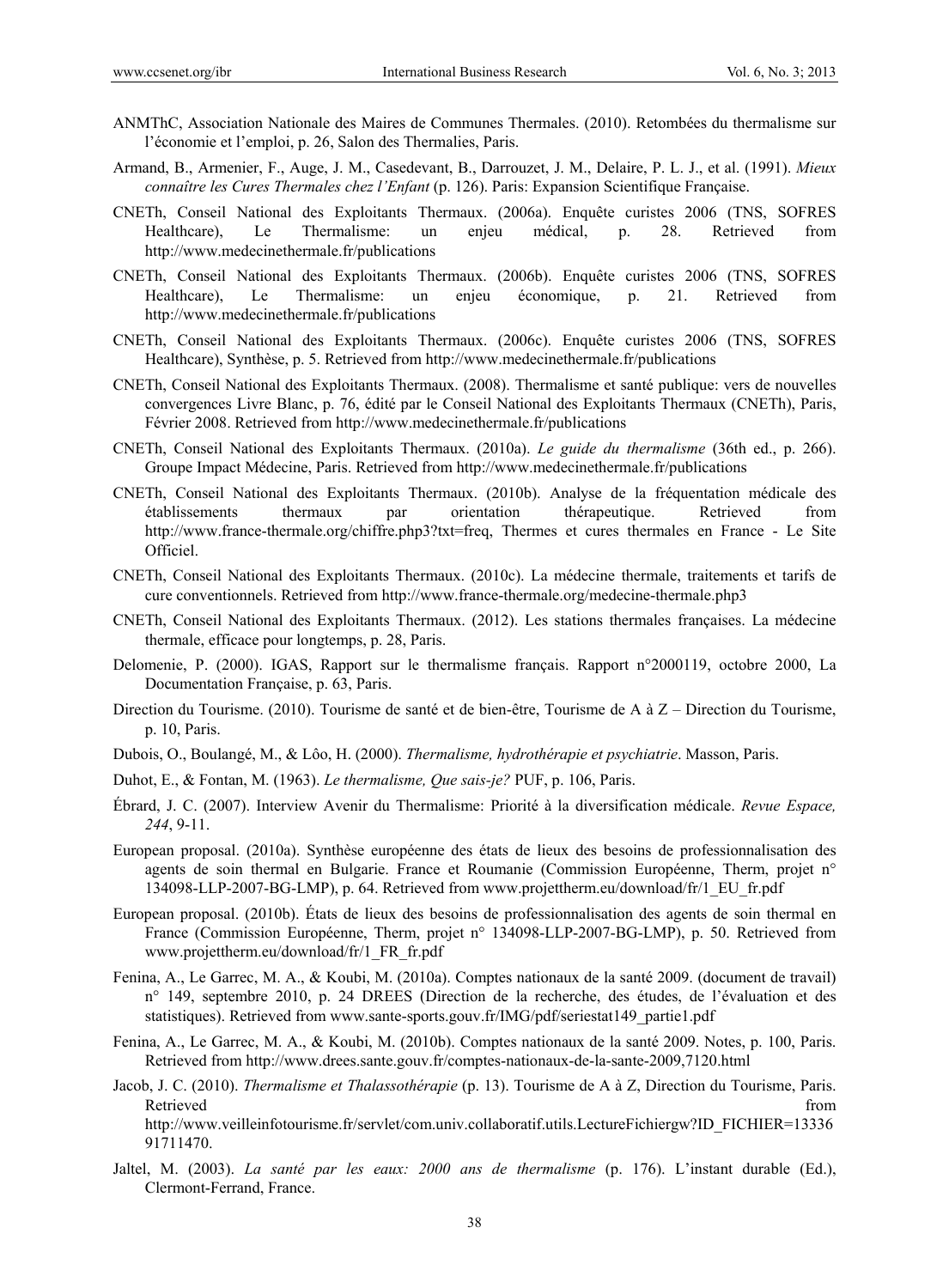ANMThC, Association Nationale des Maires de Communes Thermales. (2010). Retombées du thermalisme sur l'économie et l'emploi, p. 26, Salon des Thermalies, Paris.

Armand, B., Armenier, F., Auge, J. M., Casedevant, B., Darrouzet, J. M., Delaire, P. L. J., et al. (1991). *Mieux connaître les Cures Thermales chez l'Enfant* (p. 126). Paris: Expansion Scientifique Française.

CNETh, Conseil National des Exploitants Thermaux. (2006a). Enquête curistes 2006 (TNS, SOFRES Healthcare), Le Thermalisme: un enjeu médical, p. 28. Retrieved from http://www.medecinethermale.fr/publications

CNETh, Conseil National des Exploitants Thermaux. (2006b). Enquête curistes 2006 (TNS, SOFRES Healthcare), Le Thermalisme: un enjeu économique, p. 21. Retrieved from http://www.medecinethermale.fr/publications

CNETh, Conseil National des Exploitants Thermaux. (2006c). Enquête curistes 2006 (TNS, SOFRES Healthcare), Synthèse, p. 5. Retrieved from http://www.medecinethermale.fr/publications

CNETh, Conseil National des Exploitants Thermaux. (2008). Thermalisme et santé publique: vers de nouvelles convergences Livre Blanc, p. 76, édité par le Conseil National des Exploitants Thermaux (CNETh), Paris, Février 2008. Retrieved from http://www.medecinethermale.fr/publications

CNETh, Conseil National des Exploitants Thermaux. (2010a). *Le guide du thermalisme* (36th ed., p. 266). Groupe Impact Médecine, Paris. Retrieved from http://www.medecinethermale.fr/publications

CNETh, Conseil National des Exploitants Thermaux. (2010b). Analyse de la fréquentation médicale des établissements thermaux par orientation thérapeutique. Retrieved from http://www.france-thermale.org/chiffre.php3?txt=freq, Thermes et cures thermales en France - Le Site Officiel.

CNETh, Conseil National des Exploitants Thermaux. (2010c). La médecine thermale, traitements et tarifs de cure conventionnels. Retrieved from http://www.france-thermale.org/medecine-thermale.php3

CNETh, Conseil National des Exploitants Thermaux. (2012). Les stations thermales françaises. La médecine thermale, efficace pour longtemps, p. 28, Paris.

Delomenie, P. (2000). IGAS, Rapport sur le thermalisme français. Rapport n°2000119, octobre 2000, La Documentation Française, p. 63, Paris.

Direction du Tourisme. (2010). Tourisme de santé et de bien-être, Tourisme de A à Z – Direction du Tourisme, p. 10, Paris.

Dubois, O., Boulangé, M., & Lôo, H. (2000). *Thermalisme, hydrothérapie et psychiatrie*. Masson, Paris.

Duhot, E., & Fontan, M. (1963). *Le thermalisme, Que sais-je?* PUF, p. 106, Paris.

Ébrard, J. C. (2007). Interview Avenir du Thermalisme: Priorité à la diversification médicale. *Revue Espace, 244*, 9-11.

European proposal. (2010a). Synthèse européenne des états de lieux des besoins de professionnalisation des agents de soin thermal en Bulgarie. France et Roumanie (Commission Européenne, Therm, projet n° 134098-LLP-2007-BG-LMP), p. 64. Retrieved from www.projettherm.eu/download/fr/1_EU_fr.pdf

European proposal. (2010b). États de lieux des besoins de professionnalisation des agents de soin thermal en France (Commission Européenne, Therm, projet n° 134098-LLP-2007-BG-LMP), p. 50. Retrieved from www.projettherm.eu/download/fr/1_FR_fr.pdf

Fenina, A., Le Garrec, M. A., & Koubi, M. (2010a). Comptes nationaux de la santé 2009. (document de travail) n° 149, septembre 2010, p. 24 DREES (Direction de la recherche, des études, de l'évaluation et des statistiques). Retrieved from www.sante-sports.gouv.fr/IMG/pdf/seriestat149_partie1.pdf

Fenina, A., Le Garrec, M. A., & Koubi, M. (2010b). Comptes nationaux de la santé 2009. Notes, p. 100, Paris. Retrieved from http://www.drees.sante.gouv.fr/comptes-nationaux-de-la-sante-2009,7120.html

Jacob, J. C. (2010). *Thermalisme et Thalassothérapie* (p. 13). Tourisme de A à Z, Direction du Tourisme, Paris. Retrieved from http://www.veilleinfotourisme.fr/servlet/com.univ.collaboratif.utils.LectureFichiergw?ID_FICHIER=1333691711470.

Jaltel, M. (2003). *La santé par les eaux: 2000 ans de thermalisme* (p. 176). L'instant durable (Ed.), Clermont-Ferrand, France.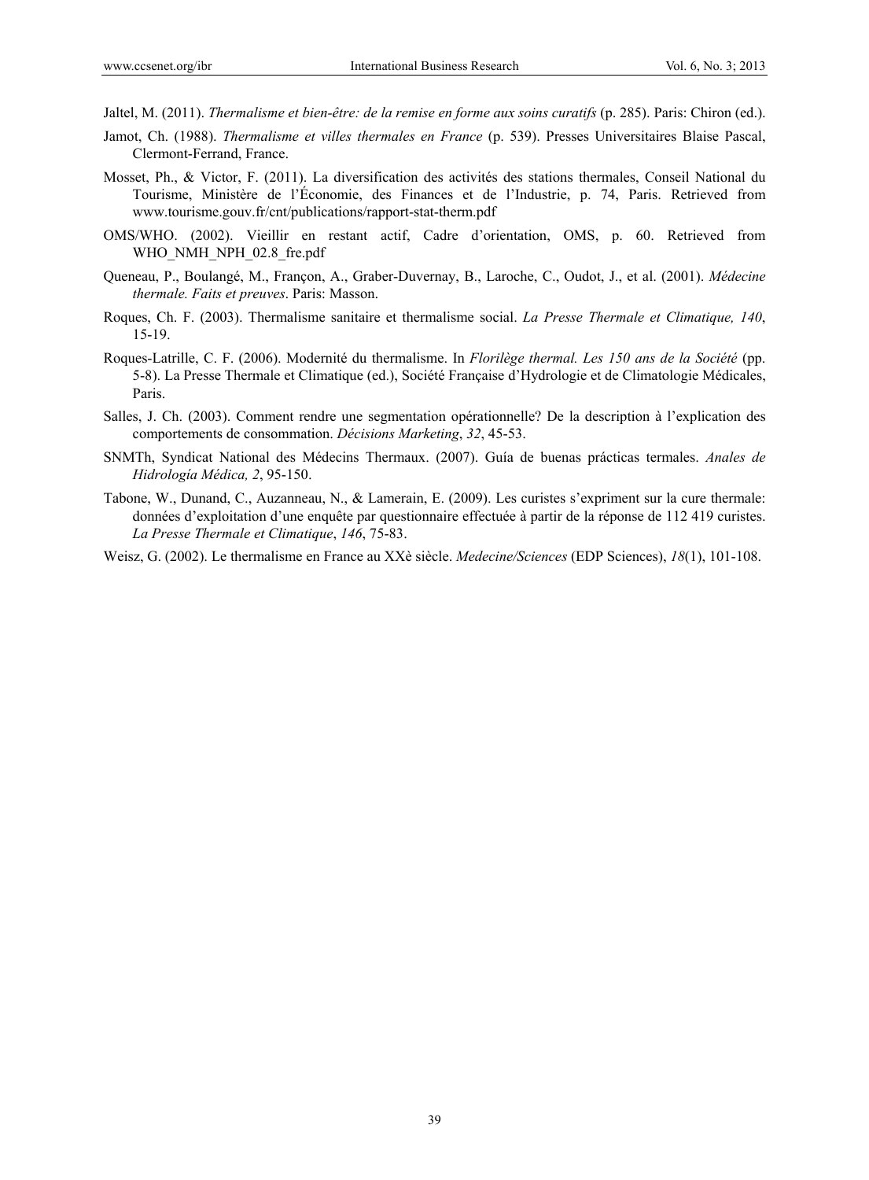Jaltel, M. (2011). *Thermalisme et bien-être: de la remise en forme aux soins curatifs* (p. 285). Paris: Chiron (ed.).

Jamot, Ch. (1988). *Thermalisme et villes thermales en France* (p. 539). Presses Universitaires Blaise Pascal, Clermont-Ferrand, France.

Mosset, Ph., & Victor, F. (2011). La diversification des activités des stations thermales, Conseil National du Tourisme, Ministère de l'Économie, des Finances et de l'Industrie, p. 74, Paris. Retrieved from www.tourisme.gouv.fr/cnt/publications/rapport-stat-therm.pdf

OMS/WHO. (2002). Vieillir en restant actif, Cadre d'orientation, OMS, p. 60. Retrieved from WHO_NMH_NPH_02.8_fre.pdf

Queneau, P., Boulangé, M., Françon, A., Graber-Duvernay, B., Laroche, C., Oudot, J., et al. (2001). *Médecine thermale. Faits et preuves*. Paris: Masson.

Roques, Ch. F. (2003). Thermalisme sanitaire et thermalisme social. *La Presse Thermale et Climatique, 140*, 15-19.

Roques-Latrille, C. F. (2006). Modernité du thermalisme. In *Florilège thermal. Les 150 ans de la Société* (pp. 5-8). La Presse Thermale et Climatique (ed.), Société Française d'Hydrologie et de Climatologie Médicales, Paris.

Salles, J. Ch. (2003). Comment rendre une segmentation opérationnelle? De la description à l'explication des comportements de consommation. *Décisions Marketing*, *32*, 45-53.

SNMTh, Syndicat National des Médecins Thermaux. (2007). Guía de buenas prácticas termales. *Anales de Hidrología Médica, 2*, 95-150.

Tabone, W., Dunand, C., Auzanneau, N., & Lamerain, E. (2009). Les curistes s'expriment sur la cure thermale: données d'exploitation d'une enquête par questionnaire effectuée à partir de la réponse de 112 419 curistes. *La Presse Thermale et Climatique*, *146*, 75-83.

Weisz, G. (2002). Le thermalisme en France au XXè siècle. *Medecine/Sciences* (EDP Sciences), *18*(1), 101-108.